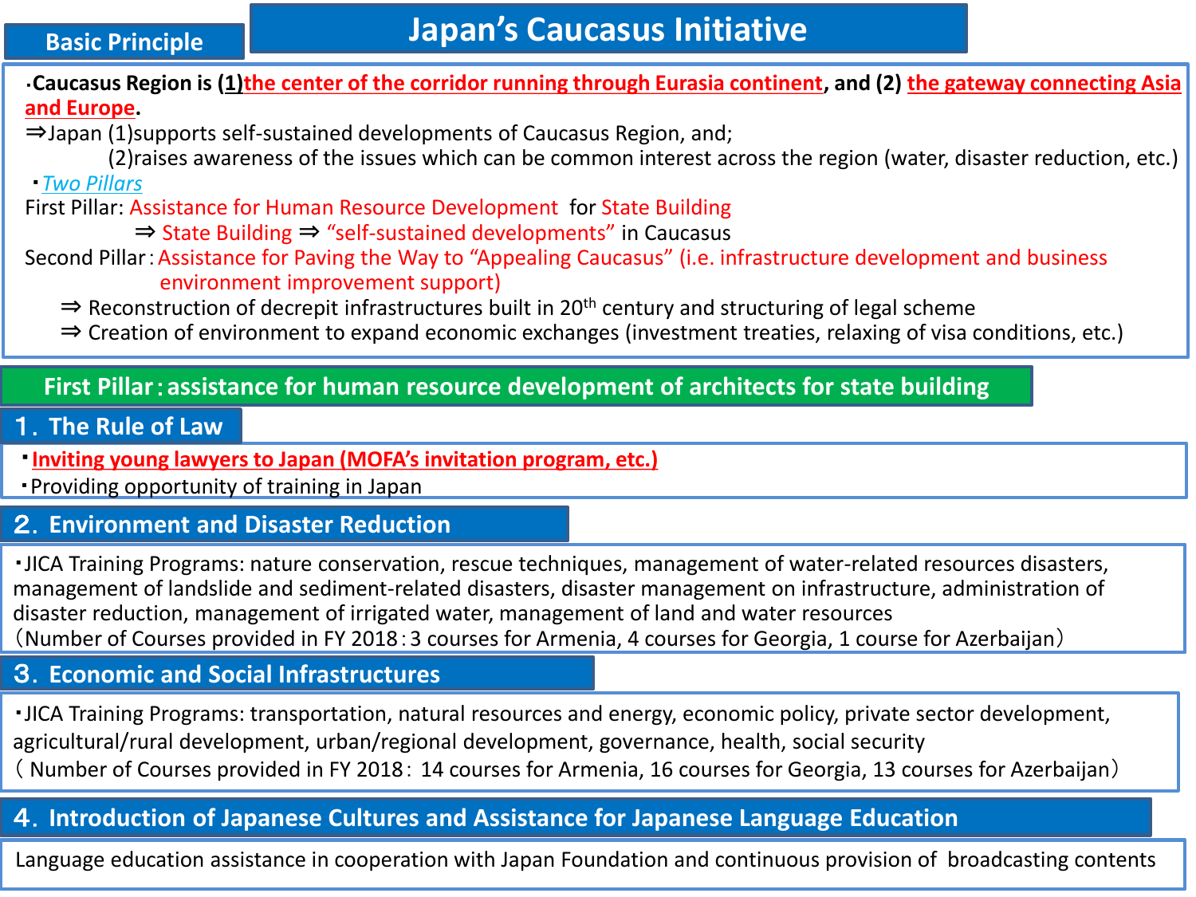# Japan's Caucasus Initiative

## Basic Principle

・Caucasus Region is (1)the center of the corridor running through Eurasia continent, and (2) the gateway connecting Asia and Europe.

⇒Japan (1)supports self-sustained developments of Caucasus Region, and;

(2)raises awareness of the issues which can be common interest across the region (water, disaster reduction, etc.)

・*Two Pillars*

First Pillar: Assistance for Human Resource Development for State Building

⇒ State Building ⇒ "self-sustained developments" in Caucasus

Second Pillar：Assistance for Paving the Way to "Appealing Caucasus" (i.e. infrastructure development and business environment improvement support)

⇒ Reconstruction of decrepit infrastructures built in 20th century and structuring of legal scheme

⇒ Creation of environment to expand economic exchanges (investment treaties, relaxing of visa conditions, etc.)

## First Pillar：assistance for human resource development of architects for state building

### 1．The Rule of Law

・**Inviting young lawyers to Japan (MOFA's invitation program, etc.)**

・Providing opportunity of training in Japan

### 2．Environment and Disaster Reduction

・JICA Training Programs: nature conservation, rescue techniques, management of water-related resources disasters, management of landslide and sediment-related disasters, disaster management on infrastructure, administration of disaster reduction, management of irrigated water, management of land and water resources

（Number of Courses provided in FY 2018：3 courses for Armenia, 4 courses for Georgia, 1 course for Azerbaijan）

### 3．Economic and Social Infrastructures

・JICA Training Programs: transportation, natural resources and energy, economic policy, private sector development, agricultural/rural development, urban/regional development, governance, health, social security

（ Number of Courses provided in FY 2018： 14 courses for Armenia, 16 courses for Georgia, 13 courses for Azerbaijan）

### 4．Introduction of Japanese Cultures and Assistance for Japanese Language Education

Language education assistance in cooperation with Japan Foundation and continuous provision of broadcasting contents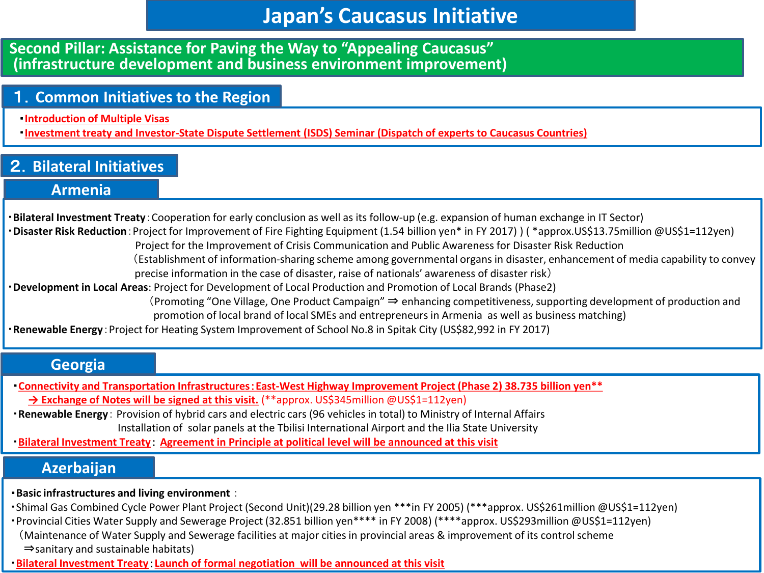# Japan's Caucasus Initiative

## Second Pillar: Assistance for Paving the Way to "Appealing Caucasus" (infrastructure development and business environment improvement)

### 1. Common Initiatives to the Region

- **Introduction of Multiple Visas**
- **Investment treaty and Investor-State Dispute Settlement (ISDS) Seminar (Dispatch of experts to Caucasus Countries)**

### 2. Bilateral Initiatives

#### Armenia

- **Bilateral Investment Treaty**: Cooperation for early conclusion as well as its follow-up (e.g. expansion of human exchange in IT Sector)
- **Disaster Risk Reduction**: Project for Improvement of Fire Fighting Equipment (1.54 billion yen* in FY 2017) ) ( *approx.US$13.75million @US$1=112yen)
  Project for the Improvement of Crisis Communication and Public Awareness for Disaster Risk Reduction
  （Establishment of information-sharing scheme among governmental organs in disaster, enhancement of media capability to convey precise information in the case of disaster, raise of nationals' awareness of disaster risk）
- **Development in Local Areas**: Project for Development of Local Production and Promotion of Local Brands (Phase2)
  （Promoting "One Village, One Product Campaign" ⇒ enhancing competitiveness, supporting development of production and promotion of local brand of local SMEs and entrepreneurs in Armenia as well as business matching)
- **Renewable Energy**: Project for Heating System Improvement of School No.8 in Spitak City (US$82,992 in FY 2017)

#### Georgia

- **Connectivity and Transportation Infrastructures: East-West Highway Improvement Project (Phase 2) 38.735 billion yen****
  **→ Exchange of Notes will be signed at this visit.** (**approx. US$345million @US$1=112yen)
- **Renewable Energy**: Provision of hybrid cars and electric cars (96 vehicles in total) to Ministry of Internal Affairs
  Installation of solar panels at the Tbilisi International Airport and the Ilia State University
- **Bilateral Investment Treaty**: **Agreement in Principle at political level will be announced at this visit**

#### Azerbaijan

- **Basic infrastructures and living environment**:
- Shimal Gas Combined Cycle Power Plant Project (Second Unit)(29.28 billion yen ***in FY 2005) (***approx. US$261million @US$1=112yen)
- Provincial Cities Water Supply and Sewerage Project (32.851 billion yen**** in FY 2008) (****approx. US$293million @US$1=112yen)
  （Maintenance of Water Supply and Sewerage facilities at major cities in provincial areas & improvement of its control scheme
  ⇒sanitary and sustainable habitats)
- **Bilateral Investment Treaty**: **Launch of formal negotiation will be announced at this visit**